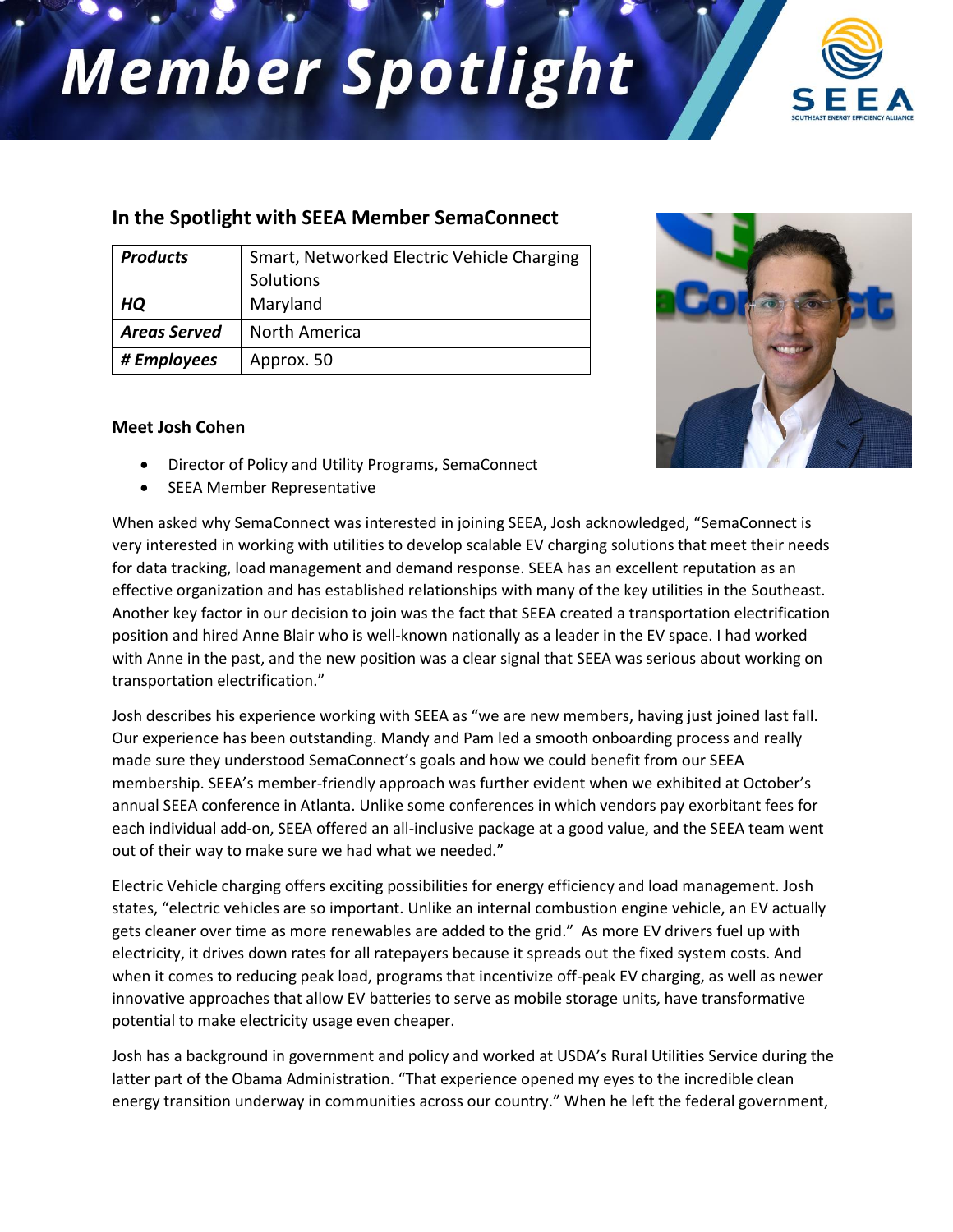# Member Spotlight

## In the Spotlight with SEEA Member SemaConnect

| | |
|---|---|
| ***Products*** | Smart, Networked Electric Vehicle Charging Solutions |
| ***HQ*** | Maryland |
| ***Areas Served*** | North America |
| ***# Employees*** | Approx. 50 |

**Meet Josh Cohen**

- Director of Policy and Utility Programs, SemaConnect
- SEEA Member Representative

When asked why SemaConnect was interested in joining SEEA, Josh acknowledged, "SemaConnect is very interested in working with utilities to develop scalable EV charging solutions that meet their needs for data tracking, load management and demand response. SEEA has an excellent reputation as an effective organization and has established relationships with many of the key utilities in the Southeast. Another key factor in our decision to join was the fact that SEEA created a transportation electrification position and hired Anne Blair who is well-known nationally as a leader in the EV space. I had worked with Anne in the past, and the new position was a clear signal that SEEA was serious about working on transportation electrification."

Josh describes his experience working with SEEA as "we are new members, having just joined last fall. Our experience has been outstanding. Mandy and Pam led a smooth onboarding process and really made sure they understood SemaConnect's goals and how we could benefit from our SEEA membership. SEEA's member-friendly approach was further evident when we exhibited at October's annual SEEA conference in Atlanta. Unlike some conferences in which vendors pay exorbitant fees for each individual add-on, SEEA offered an all-inclusive package at a good value, and the SEEA team went out of their way to make sure we had what we needed."

Electric Vehicle charging offers exciting possibilities for energy efficiency and load management. Josh states, "electric vehicles are so important. Unlike an internal combustion engine vehicle, an EV actually gets cleaner over time as more renewables are added to the grid." As more EV drivers fuel up with electricity, it drives down rates for all ratepayers because it spreads out the fixed system costs. And when it comes to reducing peak load, programs that incentivize off-peak EV charging, as well as newer innovative approaches that allow EV batteries to serve as mobile storage units, have transformative potential to make electricity usage even cheaper.

Josh has a background in government and policy and worked at USDA's Rural Utilities Service during the latter part of the Obama Administration. "That experience opened my eyes to the incredible clean energy transition underway in communities across our country." When he left the federal government,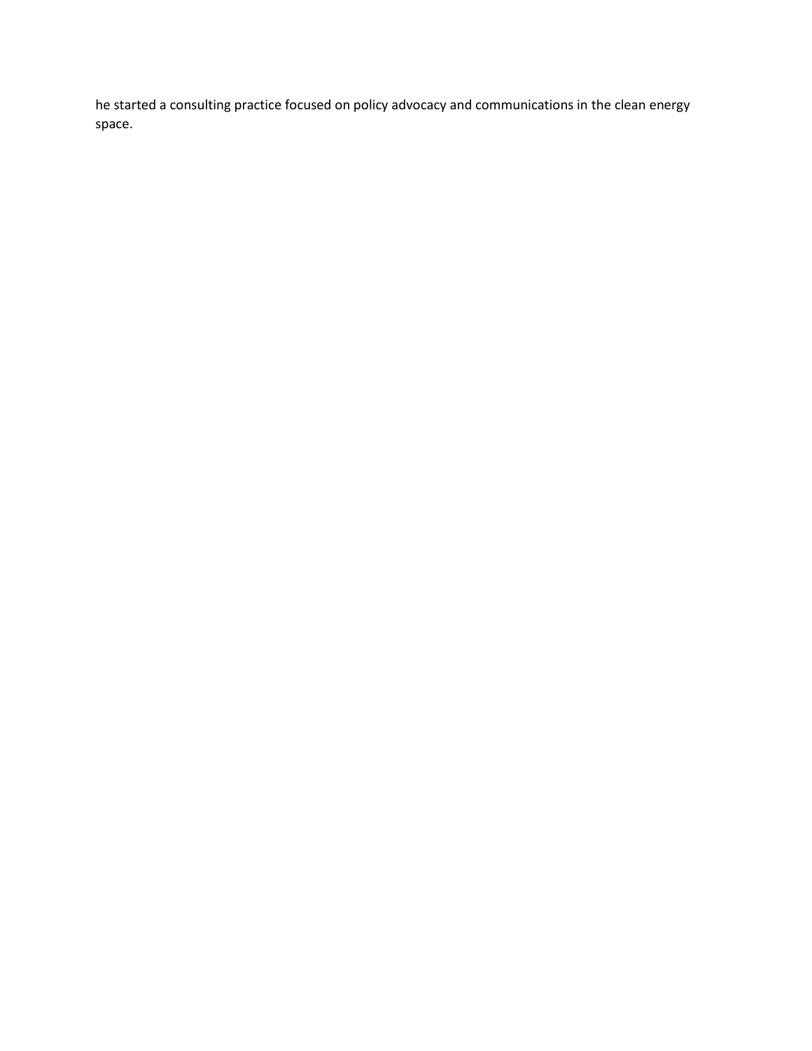he started a consulting practice focused on policy advocacy and communications in the clean energy space.